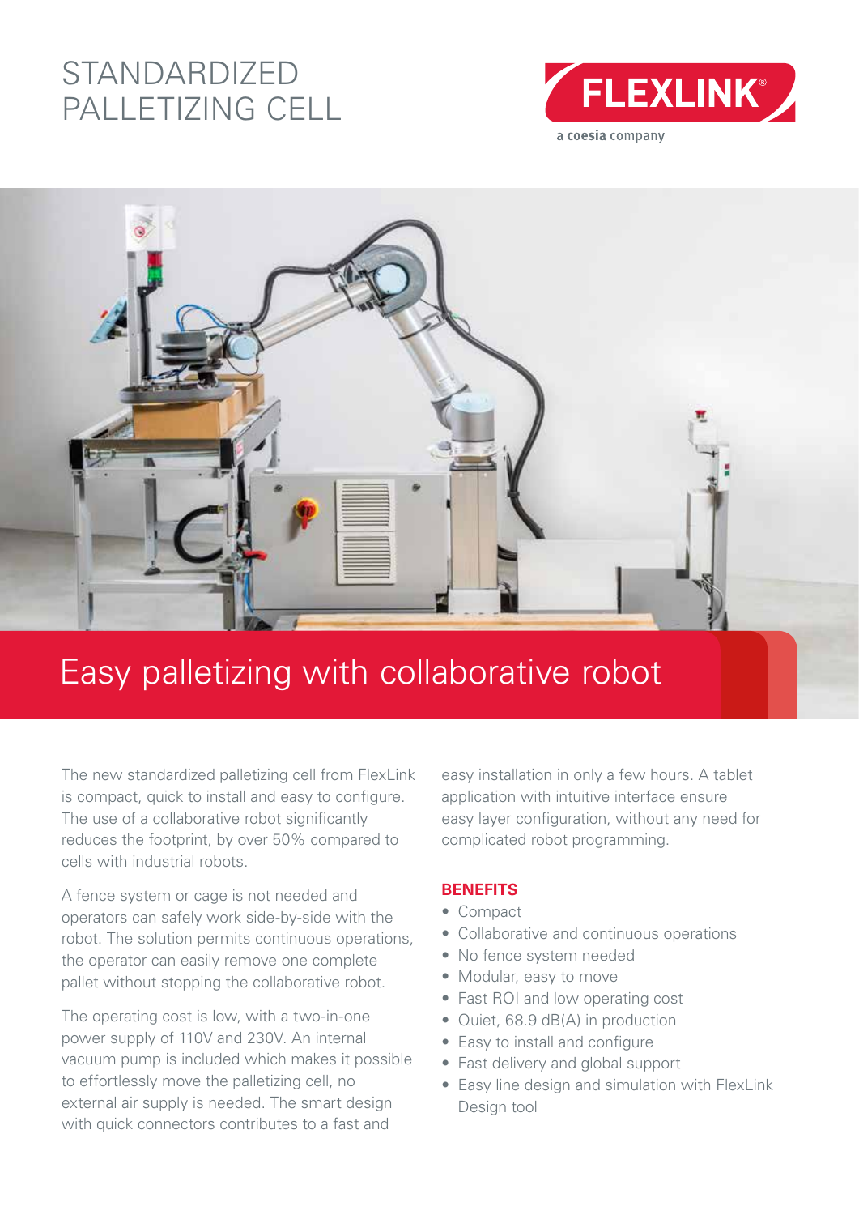# STANDARDIZED PALLETIZING CELL

FLEXLINK® a coesia company

## Easy palletizing with collaborative robot

The new standardized palletizing cell from FlexLink is compact, quick to install and easy to configure. The use of a collaborative robot significantly reduces the footprint, by over 50% compared to cells with industrial robots.

A fence system or cage is not needed and operators can safely work side-by-side with the robot. The solution permits continuous operations, the operator can easily remove one complete pallet without stopping the collaborative robot.

The operating cost is low, with a two-in-one power supply of 110V and 230V. An internal vacuum pump is included which makes it possible to effortlessly move the palletizing cell, no external air supply is needed. The smart design with quick connectors contributes to a fast and easy installation in only a few hours. A tablet application with intuitive interface ensure easy layer configuration, without any need for complicated robot programming.

### BENEFITS

- Compact
- Collaborative and continuous operations
- No fence system needed
- Modular, easy to move
- Fast ROI and low operating cost
- Quiet, 68.9 dB(A) in production
- Easy to install and configure
- Fast delivery and global support
- Easy line design and simulation with FlexLink Design tool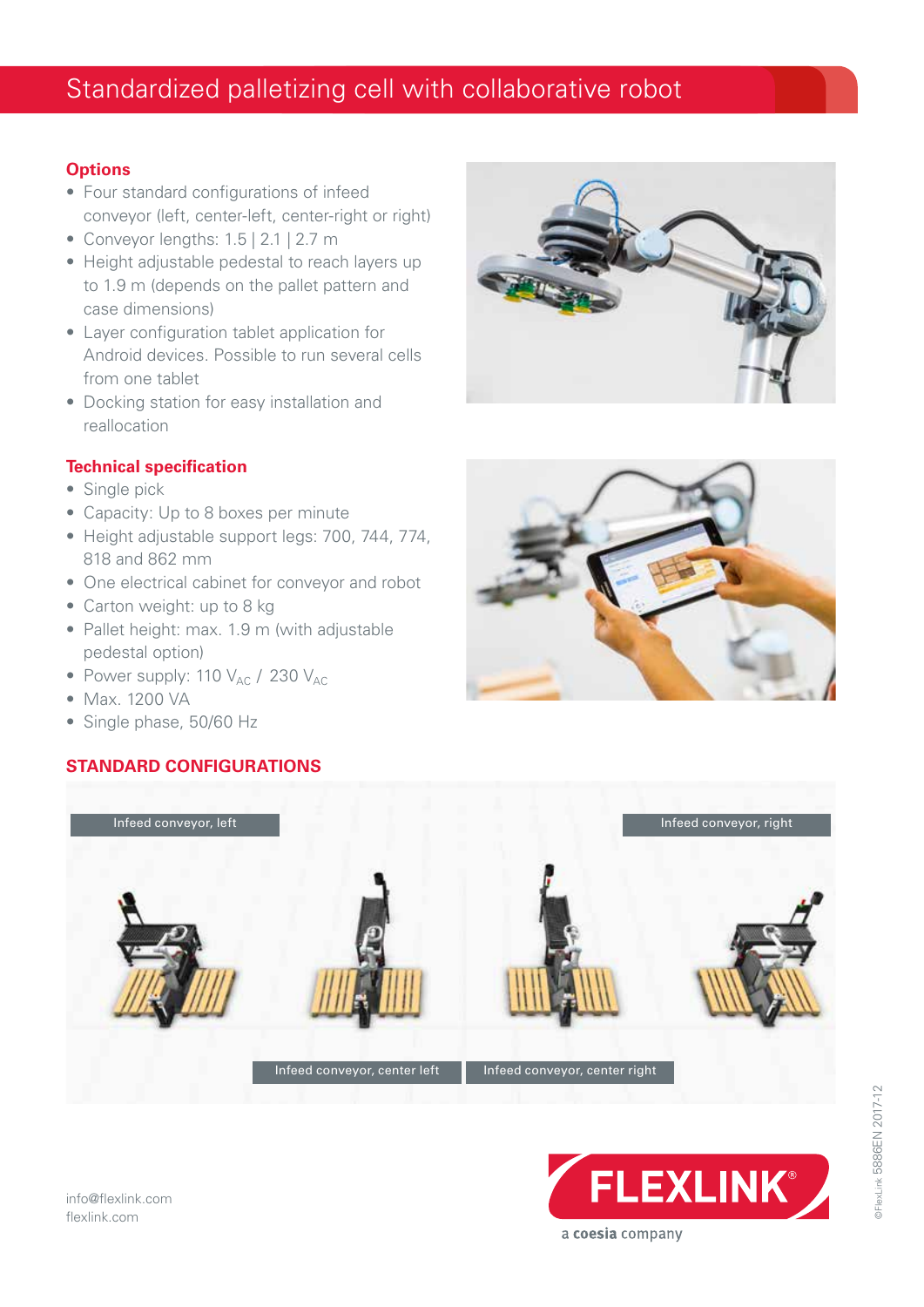# Standardized palletizing cell with collaborative robot

## Options

- Four standard configurations of infeed conveyor (left, center-left, center-right or right)
- Conveyor lengths: 1.5 | 2.1 | 2.7 m
- Height adjustable pedestal to reach layers up to 1.9 m (depends on the pallet pattern and case dimensions)
- Layer configuration tablet application for Android devices. Possible to run several cells from one tablet
- Docking station for easy installation and reallocation

## Technical specification

- Single pick
- Capacity: Up to 8 boxes per minute
- Height adjustable support legs: 700, 744, 774, 818 and 862 mm
- One electrical cabinet for conveyor and robot
- Carton weight: up to 8 kg
- Pallet height: max. 1.9 m (with adjustable pedestal option)
- Power supply: 110 $V_{AC}$ / 230 $V_{AC}$
- Max. 1200 VA
- Single phase, 50/60 Hz

## STANDARD CONFIGURATIONS

Infeed conveyor, left

Infeed conveyor, right

Infeed conveyor, center left

Infeed conveyor, center right

info@flexlink.com
flexlink.com

FLEXLINK®
a coesia company

©FlexLink 5886EN 2017-12